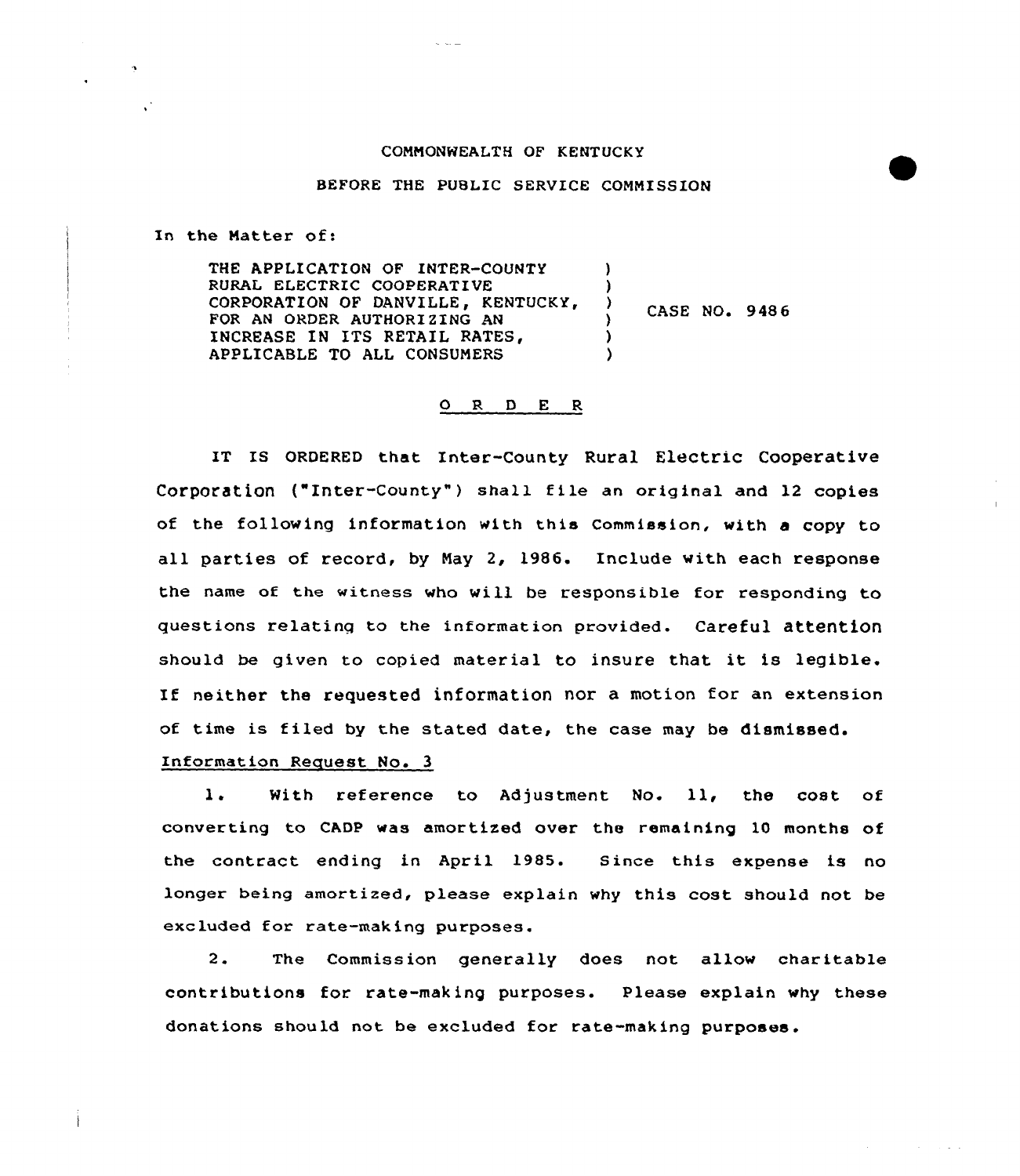COMMONWEALTH OF KENTUCKY

BEFORE THE PUBLIC SERVICE COMMISSION

In the Matter of:

THE APPLICATION OF INTER-COUNTY RURAL ELECTRIC COOPERATIVE CORPORATION OF DANVILLE, KENTUCKY, FOR AN ORDER AUTHORIZING AN INCREASE IN ITS RETAIL RATES, APPLICABLE TO ALL CONSUMERS ) CASE NO. 9486

## O R D E R

IT IS ORDERED that Inter-County Rural Electric Cooperative Corporation ("Inter-County") shall file an original and 12 copies of the following information with this Commission, with a copy to all parties of record, by May 2, 1986. Include with each response the name of the witness who will be responsible for responding to questions relating to the information provided. Careful attention should be given to copied material to insure that it is legible. If neither the requested information nor a motion for an extension of time is filed by the stated date, the case may be dismissed.

Information Request No. 3

1. With reference to Adjustment No. 11, the cost of converting to CADP was amortized over the remaining 10 months of the contract ending in April 1985. Since this expense is no longer being amortized, please explain why this cost should not be excluded for rate-making purposes.

2. The Commission generally does not allow charitable contributions for rate-making purposes. Please explain why these donations should not be excluded for rate-making purposes.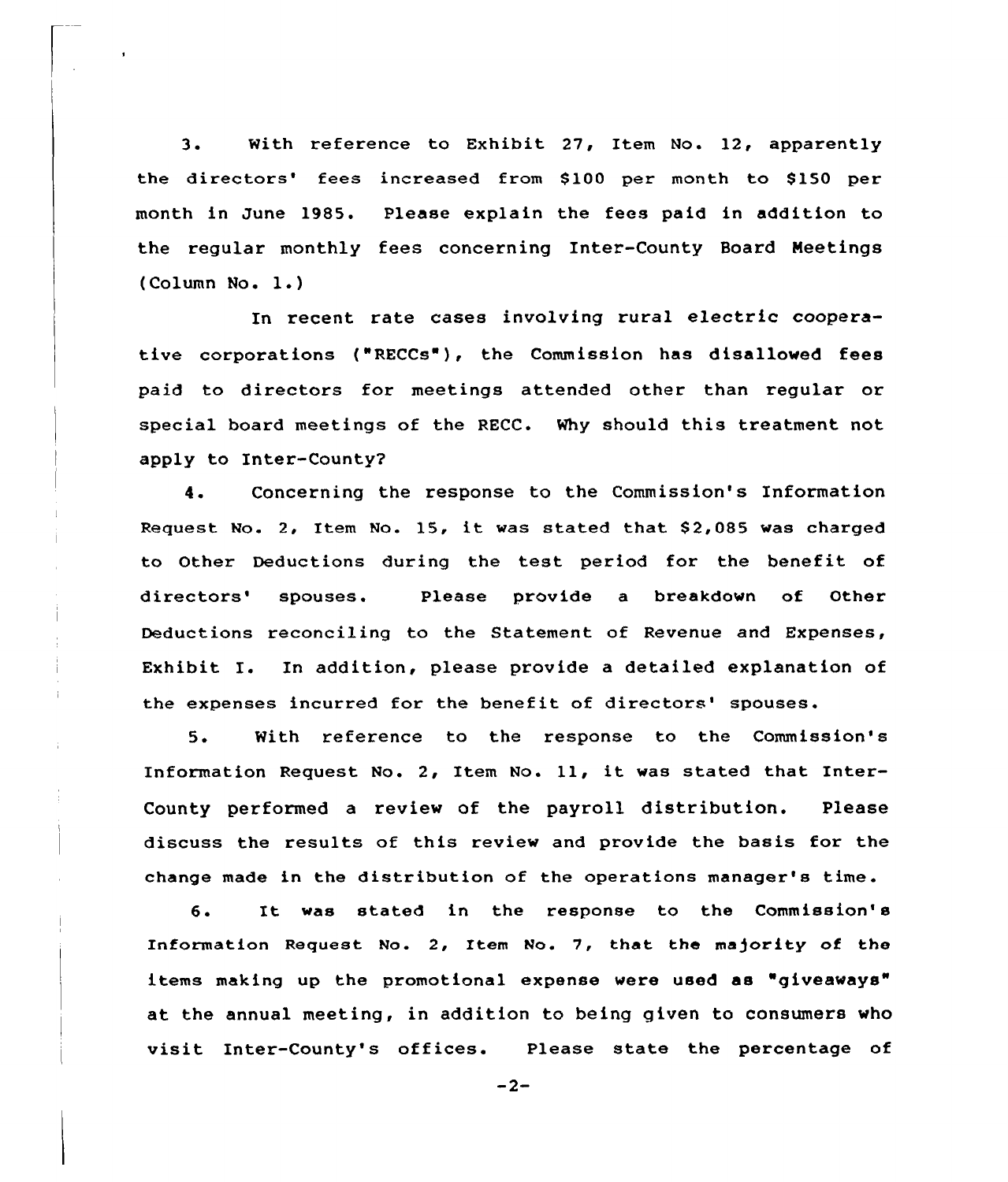3. With reference to Exhibit 27, Item No. 12, apparently the directors' fees increased from $100 per month to $150 per month in June 1985. Please explain the fees paid in addition to the regular monthly fees concerning Inter-County Board Meetings (Column No. 1.)

In recent rate cases involving rural electric cooperative corporations ("RECCs"), the Commission has disallowed fees paid to directors for meetings attended other than regular or special board meetings of the RECC. Why should this treatment not apply to Inter-County?

4. Concerning the response to the Commission's Information Request No. 2, Item No. 15, it was stated that $2,085 was charged to Other Deductions during the test period for the benefit of directors' spouses. Please provide a breakdown of Other Deductions reconciling to the Statement of Revenue and Expenses, Exhibit I. In addition, please provide a detailed explanation of the expenses incurred for the benefit of directors' spouses.

5. With reference to the response to the Commission's Information Request No. 2, Item No. 11, it was stated that Inter-County performed a review of the payroll distribution. Please discuss the results of this review and provide the basis for the change made in the distribution of the operations manager's time.

6. It was stated in the response to the Commission's Information Request No. 2, Item No. 7, that the majority of the items making up the promotional expense were used as "giveaways" at the annual meeting, in addition to being given to consumers who visit Inter-County's offices. Please state the percentage of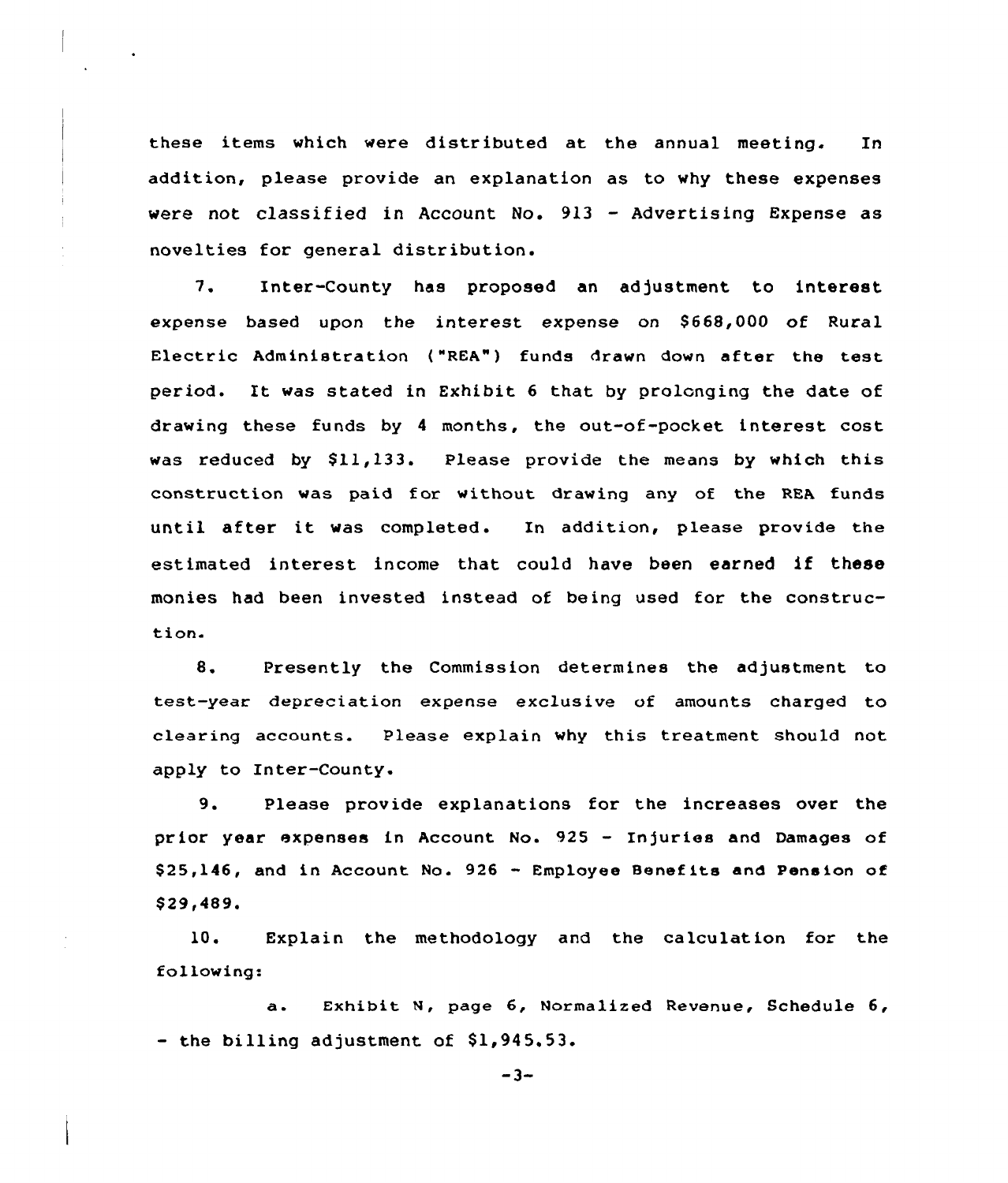these items which were distributed at the annual meeting. In addition, please provide an explanation as to why these expenses were not classified in Account No. 913 - Advertising Expense as novelties for general distribution.

7. Inter-County has proposed an adjustment to interest expense based upon the interest expense on $668,000 of Rural Electric Administration ("REA") funds drawn down after the test period. It was stated in Exhibit 6 that by prolonging the date of drawing these funds by 4 months, the out-of-pocket interest cost was reduced by $11,133. Please provide the means by which this construction was paid for without drawing any of the REA funds until after it was completed. In addition, please provide the estimated interest income that could have been earned if these monies had been invested instead of being used for the construction.

8. Presently the Commission determines the adjustment to test-year depreciation expense exclusive of amounts charged to clearing accounts. Please explain why this treatment should not apply to Inter-County.

9. Please provide explanations for the increases over the prior year expenses in Account No. 925 - Injuries and Damages of $25,146, and in Account No. 926 - Employee Benefits and Pension of $29,489.

10. Explain the methodology and the calculation for the following:

a. Exhibit N, page 6, Normalized Revenue, Schedule 6, - the billing adjustment of $1,945.53.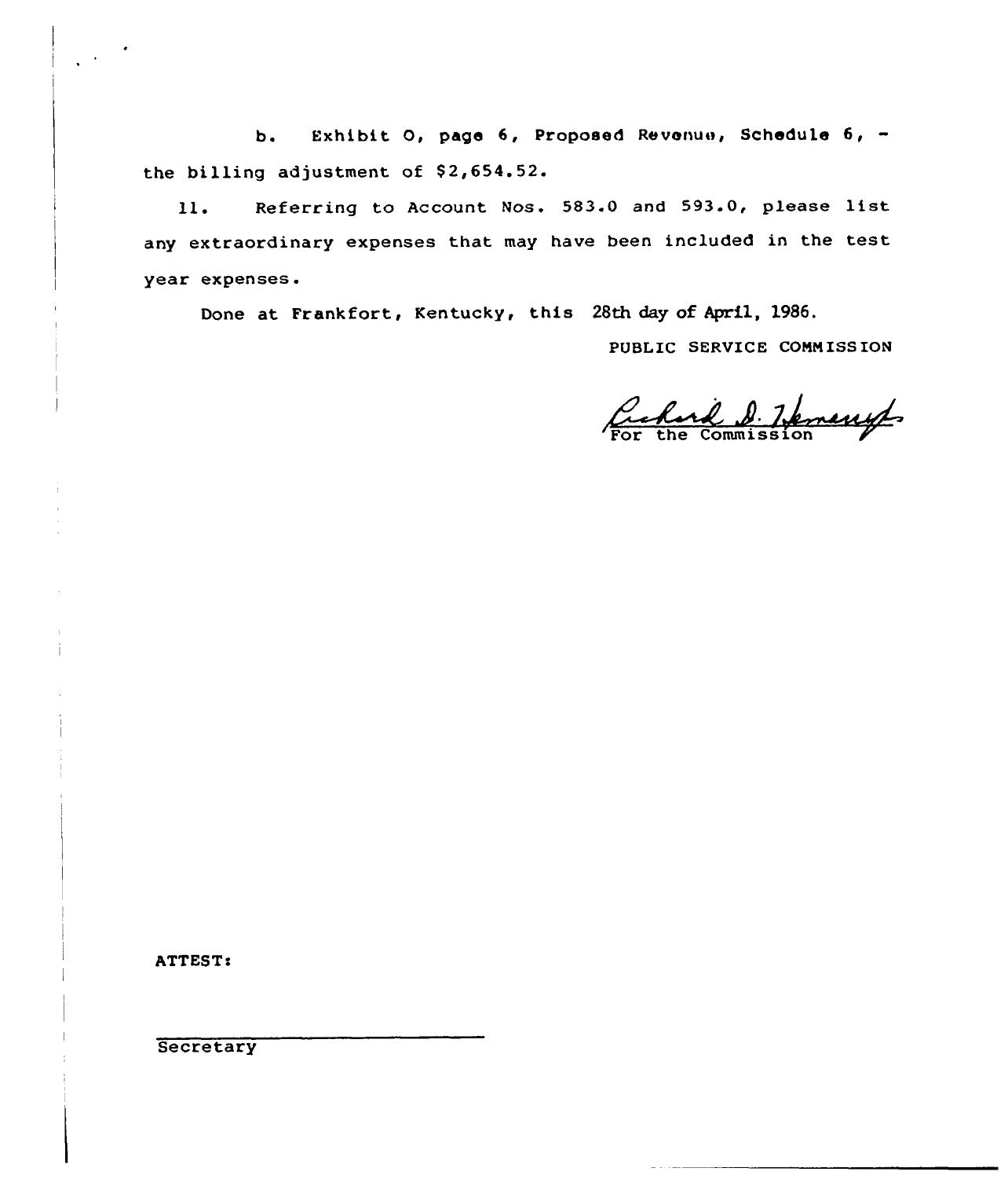b. Exhibit O, page 6, Proposed Revenue, Schedule 6, - the billing adjustment of $2,654.52.

11. Referring to Account Nos. 583.0 and 593.0, please list any extraordinary expenses that may have been included in the test year expenses.

Done at Frankfort, Kentucky, this 28th day of April, 1986.

PUBLIC SERVICE COMMISSION

Richard D. Hemenway
For the Commission

ATTEST:

Secretary